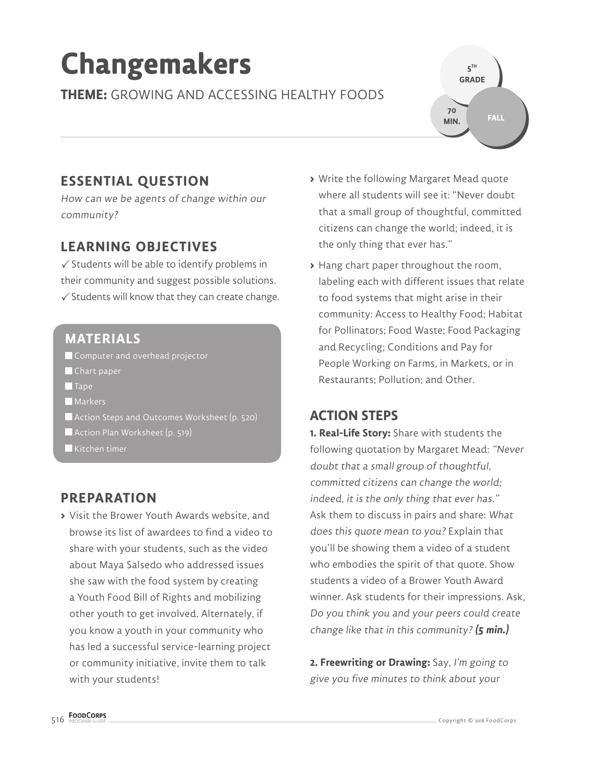# Changemakers

**THEME:** GROWING AND ACCESSING HEALTHY FOODS

5TH GRADE

70 MIN.

FALL

## ESSENTIAL QUESTION

*How can we be agents of change within our community?*

## LEARNING OBJECTIVES

✓ Students will be able to identify problems in their community and suggest possible solutions.
✓ Students will know that they can create change.

## MATERIALS

- Computer and overhead projector
- Chart paper
- Tape
- Markers
- Action Steps and Outcomes Worksheet (p. 520)
- Action Plan Worksheet (p. 519)
- Kitchen timer

## PREPARATION

- Visit the Brower Youth Awards website, and browse its list of awardees to find a video to share with your students, such as the video about Maya Salsedo who addressed issues she saw with the food system by creating a Youth Food Bill of Rights and mobilizing other youth to get involved. Alternately, if you know a youth in your community who has led a successful service-learning project or community initiative, invite them to talk with your students!
- Write the following Margaret Mead quote where all students will see it: "Never doubt that a small group of thoughtful, committed citizens can change the world; indeed, it is the only thing that ever has."
- Hang chart paper throughout the room, labeling each with different issues that relate to food systems that might arise in their community: Access to Healthy Food; Habitat for Pollinators; Food Waste; Food Packaging and Recycling; Conditions and Pay for People Working on Farms, in Markets, or in Restaurants; Pollution; and Other.

## ACTION STEPS

**1. Real-Life Story:** Share with students the following quotation by Margaret Mead: *"Never doubt that a small group of thoughtful, committed citizens can change the world; indeed, it is the only thing that ever has."* Ask them to discuss in pairs and share: *What does this quote mean to you?* Explain that you'll be showing them a video of a student who embodies the spirit of that quote. Show students a video of a Brower Youth Award winner. Ask students for their impressions. Ask, *Do you think you and your peers could create change like that in this community?* ***(5 min.)***

**2. Freewriting or Drawing:** Say, *I'm going to give you five minutes to think about your*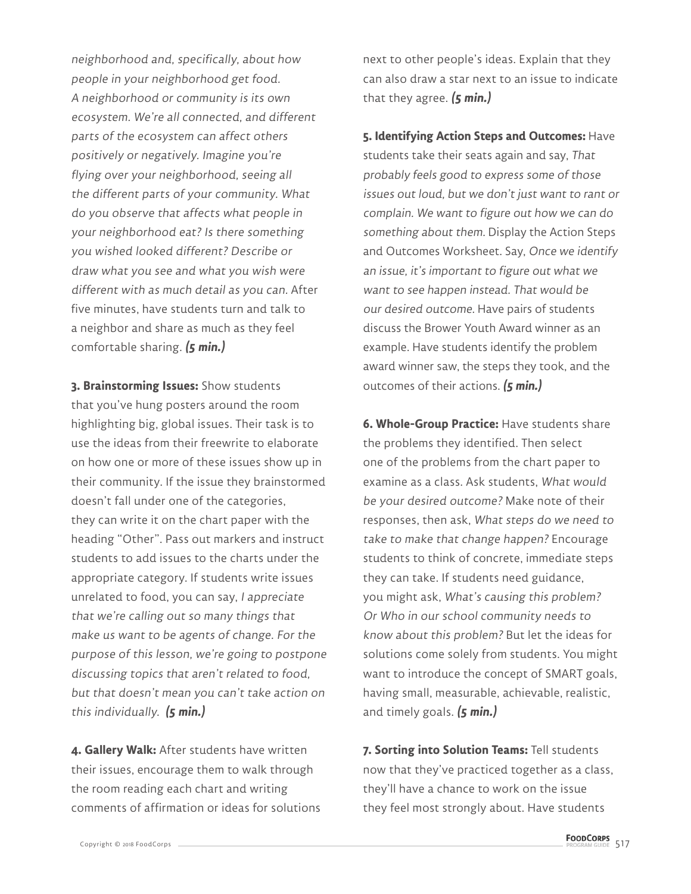*neighborhood and, specifically, about how people in your neighborhood get food. A neighborhood or community is its own ecosystem. We're all connected, and different parts of the ecosystem can affect others positively or negatively. Imagine you're flying over your neighborhood, seeing all the different parts of your community. What do you observe that affects what people in your neighborhood eat? Is there something you wished looked different? Describe or draw what you see and what you wish were different with as much detail as you can.* After five minutes, have students turn and talk to a neighbor and share as much as they feel comfortable sharing. ***(5 min.)***

**3. Brainstorming Issues:** Show students that you've hung posters around the room highlighting big, global issues. Their task is to use the ideas from their freewrite to elaborate on how one or more of these issues show up in their community. If the issue they brainstormed doesn't fall under one of the categories, they can write it on the chart paper with the heading "Other". Pass out markers and instruct students to add issues to the charts under the appropriate category. If students write issues unrelated to food, you can say, *I appreciate that we're calling out so many things that make us want to be agents of change. For the purpose of this lesson, we're going to postpone discussing topics that aren't related to food, but that doesn't mean you can't take action on this individually.* ***(5 min.)***

**4. Gallery Walk:** After students have written their issues, encourage them to walk through the room reading each chart and writing comments of affirmation or ideas for solutions next to other people's ideas. Explain that they can also draw a star next to an issue to indicate that they agree. ***(5 min.)***

**5. Identifying Action Steps and Outcomes:** Have students take their seats again and say, *That probably feels good to express some of those issues out loud, but we don't just want to rant or complain. We want to figure out how we can do something about them.* Display the Action Steps and Outcomes Worksheet. Say, *Once we identify an issue, it's important to figure out what we want to see happen instead. That would be our desired outcome.* Have pairs of students discuss the Brower Youth Award winner as an example. Have students identify the problem award winner saw, the steps they took, and the outcomes of their actions. ***(5 min.)***

**6. Whole-Group Practice:** Have students share the problems they identified. Then select one of the problems from the chart paper to examine as a class. Ask students, *What would be your desired outcome?* Make note of their responses, then ask, *What steps do we need to take to make that change happen?* Encourage students to think of concrete, immediate steps they can take. If students need guidance, you might ask, *What's causing this problem? Or Who in our school community needs to know about this problem?* But let the ideas for solutions come solely from students. You might want to introduce the concept of SMART goals, having small, measurable, achievable, realistic, and timely goals. ***(5 min.)***

**7. Sorting into Solution Teams:** Tell students now that they've practiced together as a class, they'll have a chance to work on the issue they feel most strongly about. Have students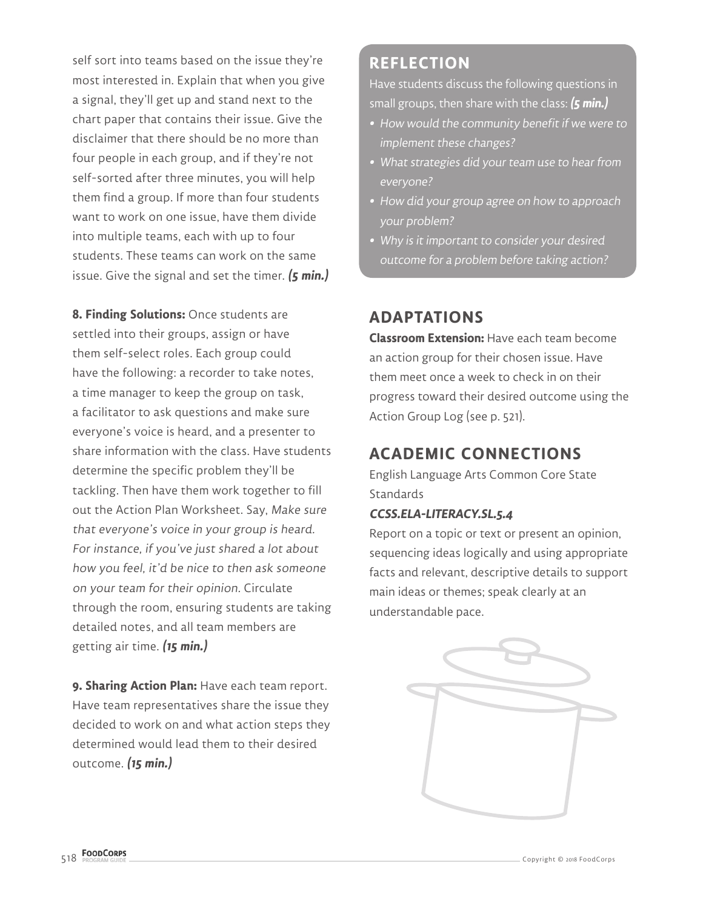self sort into teams based on the issue they're most interested in. Explain that when you give a signal, they'll get up and stand next to the chart paper that contains their issue. Give the disclaimer that there should be no more than four people in each group, and if they're not self-sorted after three minutes, you will help them find a group. If more than four students want to work on one issue, have them divide into multiple teams, each with up to four students. These teams can work on the same issue. Give the signal and set the timer. ***(5 min.)***

**8. Finding Solutions:** Once students are settled into their groups, assign or have them self-select roles. Each group could have the following: a recorder to take notes, a time manager to keep the group on task, a facilitator to ask questions and make sure everyone's voice is heard, and a presenter to share information with the class. Have students determine the specific problem they'll be tackling. Then have them work together to fill out the Action Plan Worksheet. Say, *Make sure that everyone's voice in your group is heard. For instance, if you've just shared a lot about how you feel, it'd be nice to then ask someone on your team for their opinion.* Circulate through the room, ensuring students are taking detailed notes, and all team members are getting air time. ***(15 min.)***

**9. Sharing Action Plan:** Have each team report. Have team representatives share the issue they decided to work on and what action steps they determined would lead them to their desired outcome. ***(15 min.)***

## REFLECTION

Have students discuss the following questions in small groups, then share with the class: ***(5 min.)***

- *How would the community benefit if we were to implement these changes?*
- *What strategies did your team use to hear from everyone?*
- *How did your group agree on how to approach your problem?*
- *Why is it important to consider your desired outcome for a problem before taking action?*

## ADAPTATIONS

**Classroom Extension:** Have each team become an action group for their chosen issue. Have them meet once a week to check in on their progress toward their desired outcome using the Action Group Log (see p. 521).

## ACADEMIC CONNECTIONS

English Language Arts Common Core State Standards

***CCSS.ELA-LITERACY.SL.5.4***

Report on a topic or text or present an opinion, sequencing ideas logically and using appropriate facts and relevant, descriptive details to support main ideas or themes; speak clearly at an understandable pace.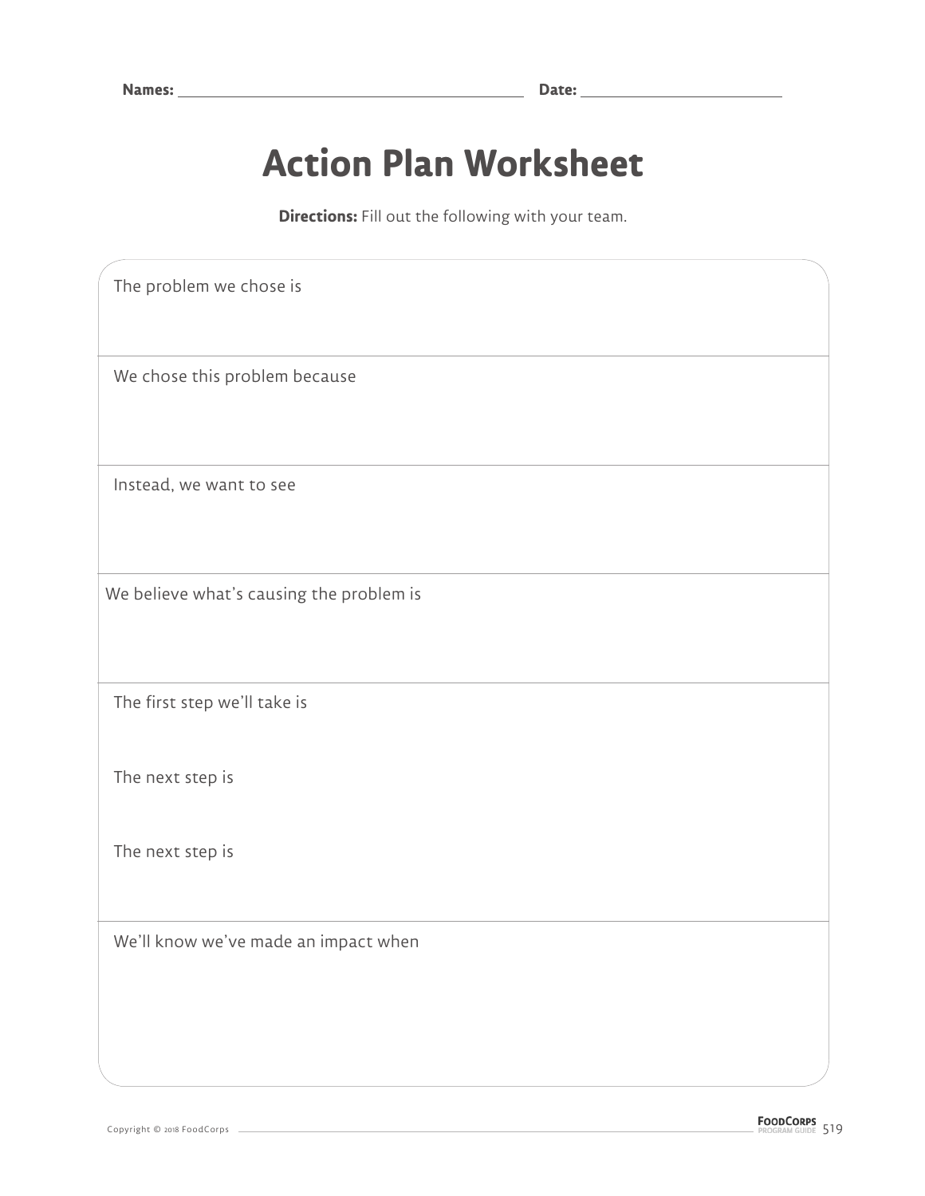Names: ______________________ Date: ______________

# Action Plan Worksheet

**Directions:** Fill out the following with your team.

The problem we chose is

We chose this problem because

Instead, we want to see

We believe what's causing the problem is

The first step we'll take is

The next step is

The next step is

We'll know we've made an impact when

Copyright © 2018 FoodCorps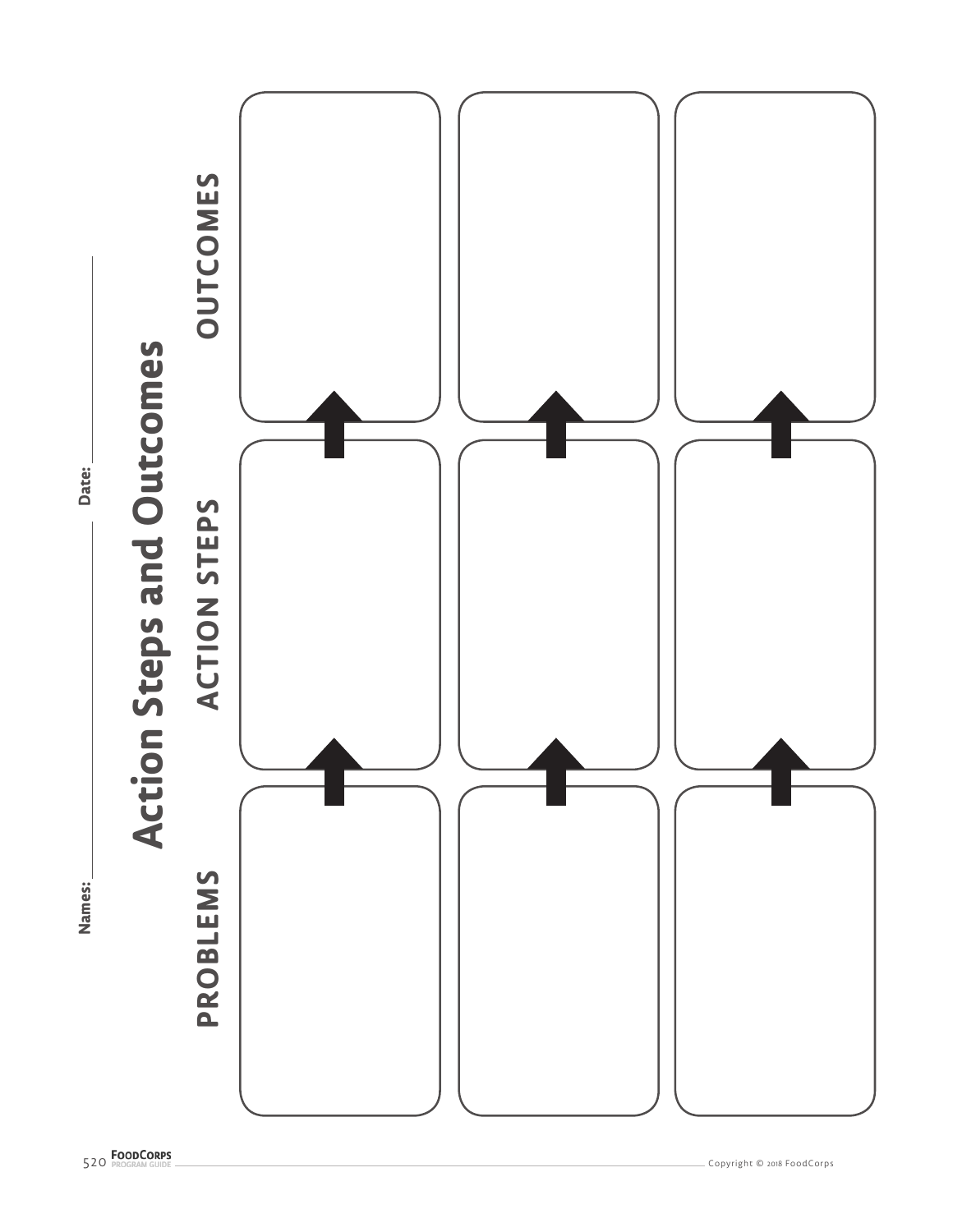Names: ______________________ Date: ______________________

# Action Steps and Outcomes

| PROBLEMS | → | ACTION STEPS | → | OUTCOMES |
|---|---|---|---|---|
| | → | | → | |
| | → | | → | |
| | → | | → | |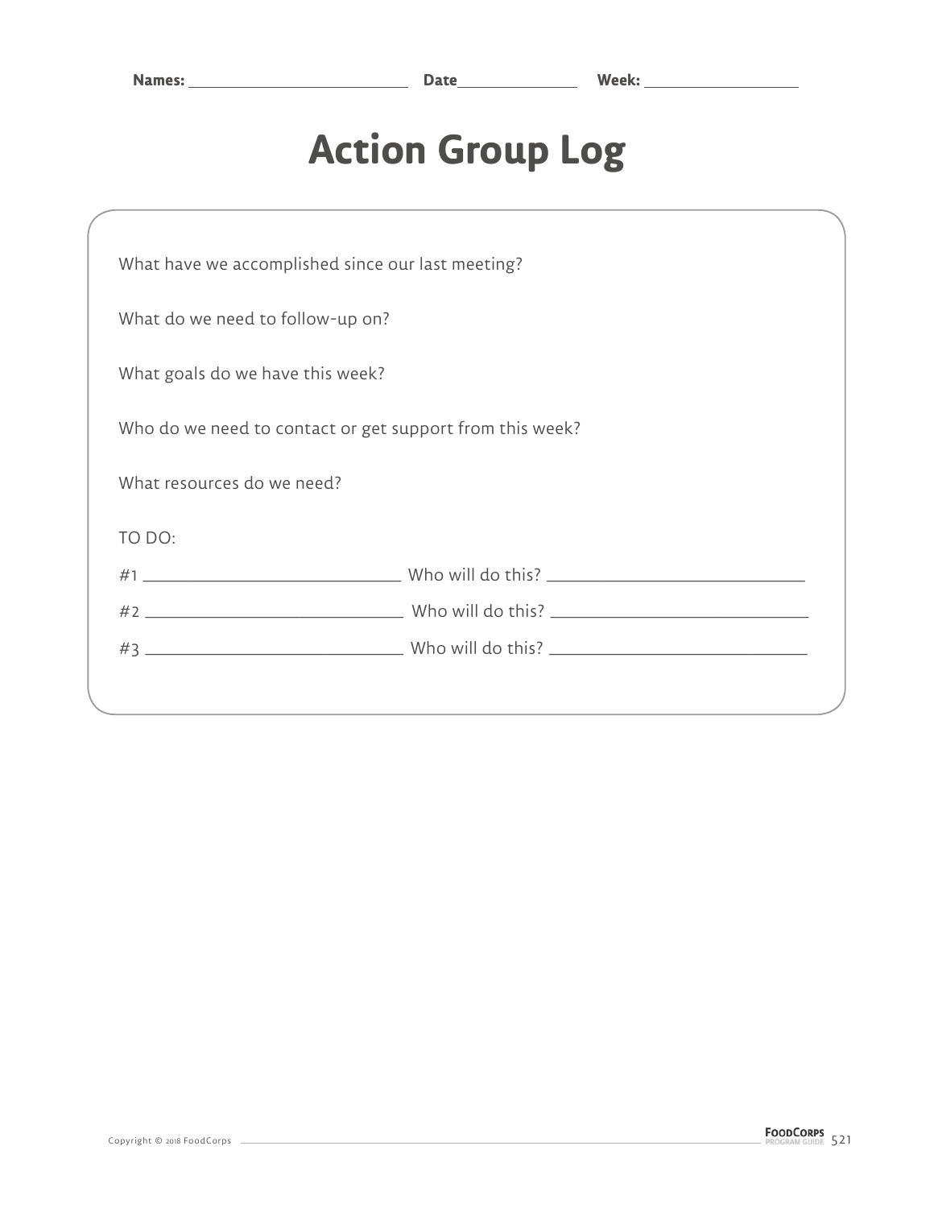**Names:** ______________________ **Date** ____________ **Week:** ________________

# Action Group Log

What have we accomplished since our last meeting?

What do we need to follow-up on?

What goals do we have this week?

Who do we need to contact or get support from this week?

What resources do we need?

TO DO:

#1 ___________________________ Who will do this? ___________________________

#2 ___________________________ Who will do this? ___________________________

#3 ___________________________ Who will do this? ___________________________

Copyright © 2018 FoodCorps